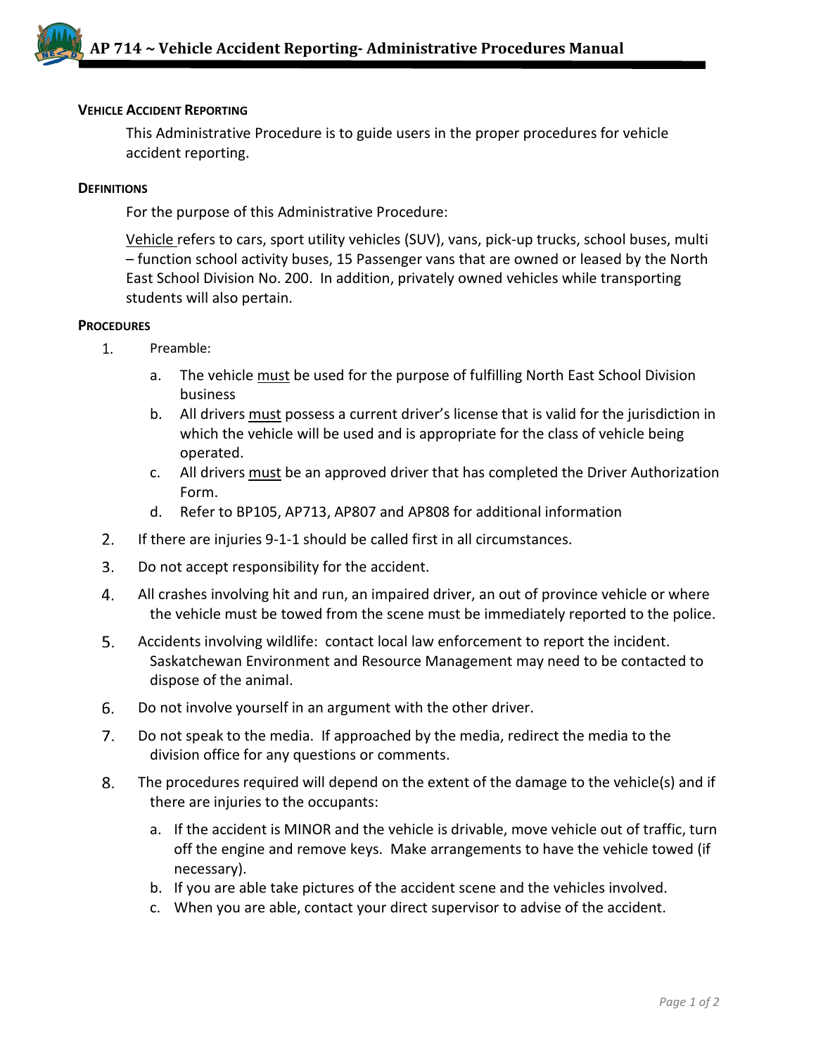### Vehicle Accident Reporting

This Administrative Procedure is to guide users in the proper procedures for vehicle accident reporting.

### Definitions

For the purpose of this Administrative Procedure:

Vehicle refers to cars, sport utility vehicles (SUV), vans, pick-up trucks, school buses, multi – function school activity buses, 15 Passenger vans that are owned or leased by the North East School Division No. 200. In addition, privately owned vehicles while transporting students will also pertain.

### Procedures

1. Preamble:
   a. The vehicle must be used for the purpose of fulfilling North East School Division business
   b. All drivers must possess a current driver's license that is valid for the jurisdiction in which the vehicle will be used and is appropriate for the class of vehicle being operated.
   c. All drivers must be an approved driver that has completed the Driver Authorization Form.
   d. Refer to BP105, AP713, AP807 and AP808 for additional information
2. If there are injuries 9-1-1 should be called first in all circumstances.
3. Do not accept responsibility for the accident.
4. All crashes involving hit and run, an impaired driver, an out of province vehicle or where the vehicle must be towed from the scene must be immediately reported to the police.
5. Accidents involving wildlife: contact local law enforcement to report the incident. Saskatchewan Environment and Resource Management may need to be contacted to dispose of the animal.
6. Do not involve yourself in an argument with the other driver.
7. Do not speak to the media. If approached by the media, redirect the media to the division office for any questions or comments.
8. The procedures required will depend on the extent of the damage to the vehicle(s) and if there are injuries to the occupants:
   a. If the accident is MINOR and the vehicle is drivable, move vehicle out of traffic, turn off the engine and remove keys. Make arrangements to have the vehicle towed (if necessary).
   b. If you are able take pictures of the accident scene and the vehicles involved.
   c. When you are able, contact your direct supervisor to advise of the accident.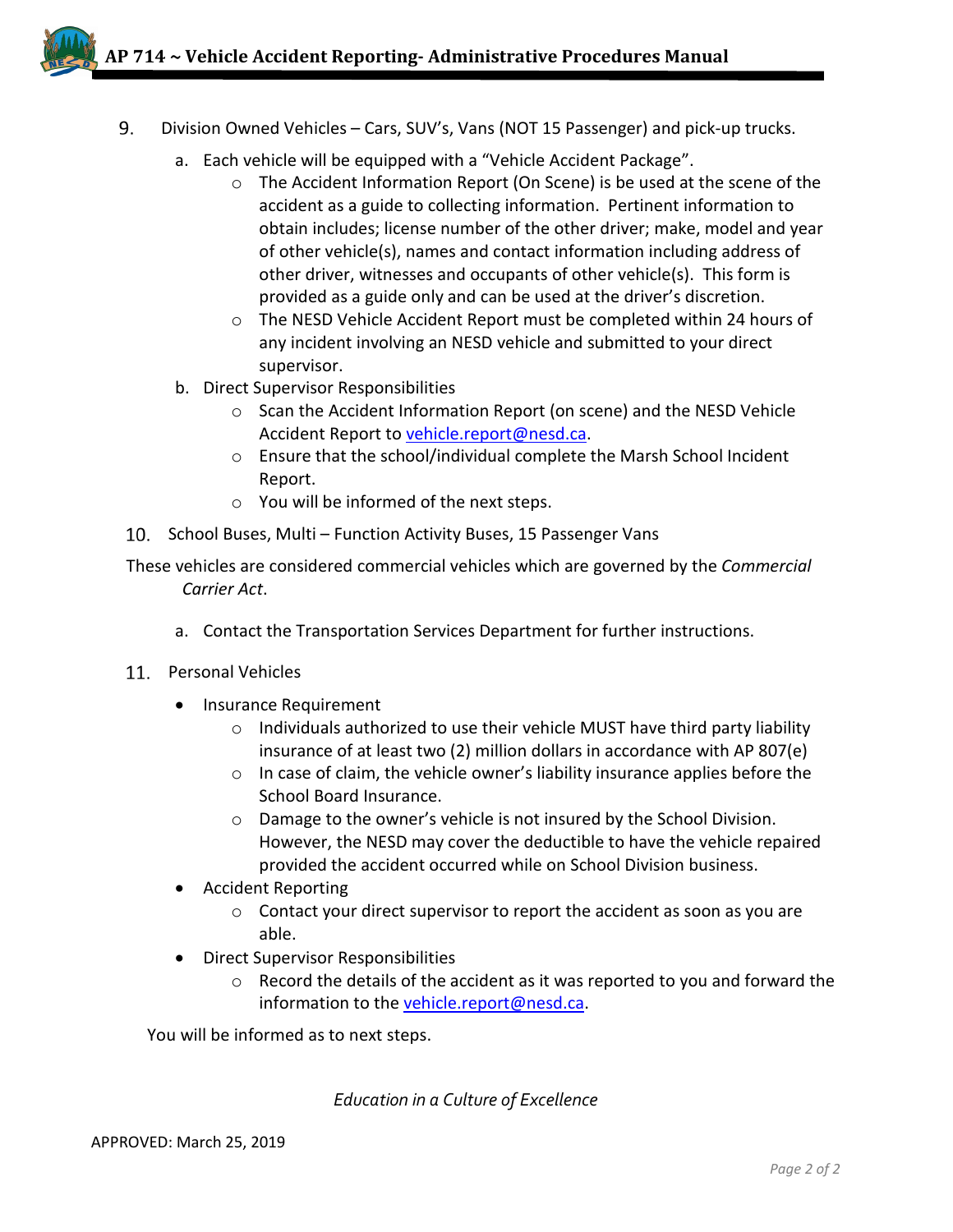9. Division Owned Vehicles – Cars, SUV's, Vans (NOT 15 Passenger) and pick-up trucks.
   a. Each vehicle will be equipped with a "Vehicle Accident Package".
      - The Accident Information Report (On Scene) is be used at the scene of the accident as a guide to collecting information. Pertinent information to obtain includes; license number of the other driver; make, model and year of other vehicle(s), names and contact information including address of other driver, witnesses and occupants of other vehicle(s). This form is provided as a guide only and can be used at the driver's discretion.
      - The NESD Vehicle Accident Report must be completed within 24 hours of any incident involving an NESD vehicle and submitted to your direct supervisor.
   b. Direct Supervisor Responsibilities
      - Scan the Accident Information Report (on scene) and the NESD Vehicle Accident Report to [vehicle.report@nesd.ca](mailto:vehicle.report@nesd.ca).
      - Ensure that the school/individual complete the Marsh School Incident Report.
      - You will be informed of the next steps.

10. School Buses, Multi – Function Activity Buses, 15 Passenger Vans

These vehicles are considered commercial vehicles which are governed by the *Commercial Carrier Act*.

   a. Contact the Transportation Services Department for further instructions.

11. Personal Vehicles
   - Insurance Requirement
      - Individuals authorized to use their vehicle MUST have third party liability insurance of at least two (2) million dollars in accordance with AP 807(e)
      - In case of claim, the vehicle owner's liability insurance applies before the School Board Insurance.
      - Damage to the owner's vehicle is not insured by the School Division. However, the NESD may cover the deductible to have the vehicle repaired provided the accident occurred while on School Division business.
   - Accident Reporting
      - Contact your direct supervisor to report the accident as soon as you are able.
   - Direct Supervisor Responsibilities
      - Record the details of the accident as it was reported to you and forward the information to the [vehicle.report@nesd.ca](mailto:vehicle.report@nesd.ca).

You will be informed as to next steps.

*Education in a Culture of Excellence*

APPROVED: March 25, 2019